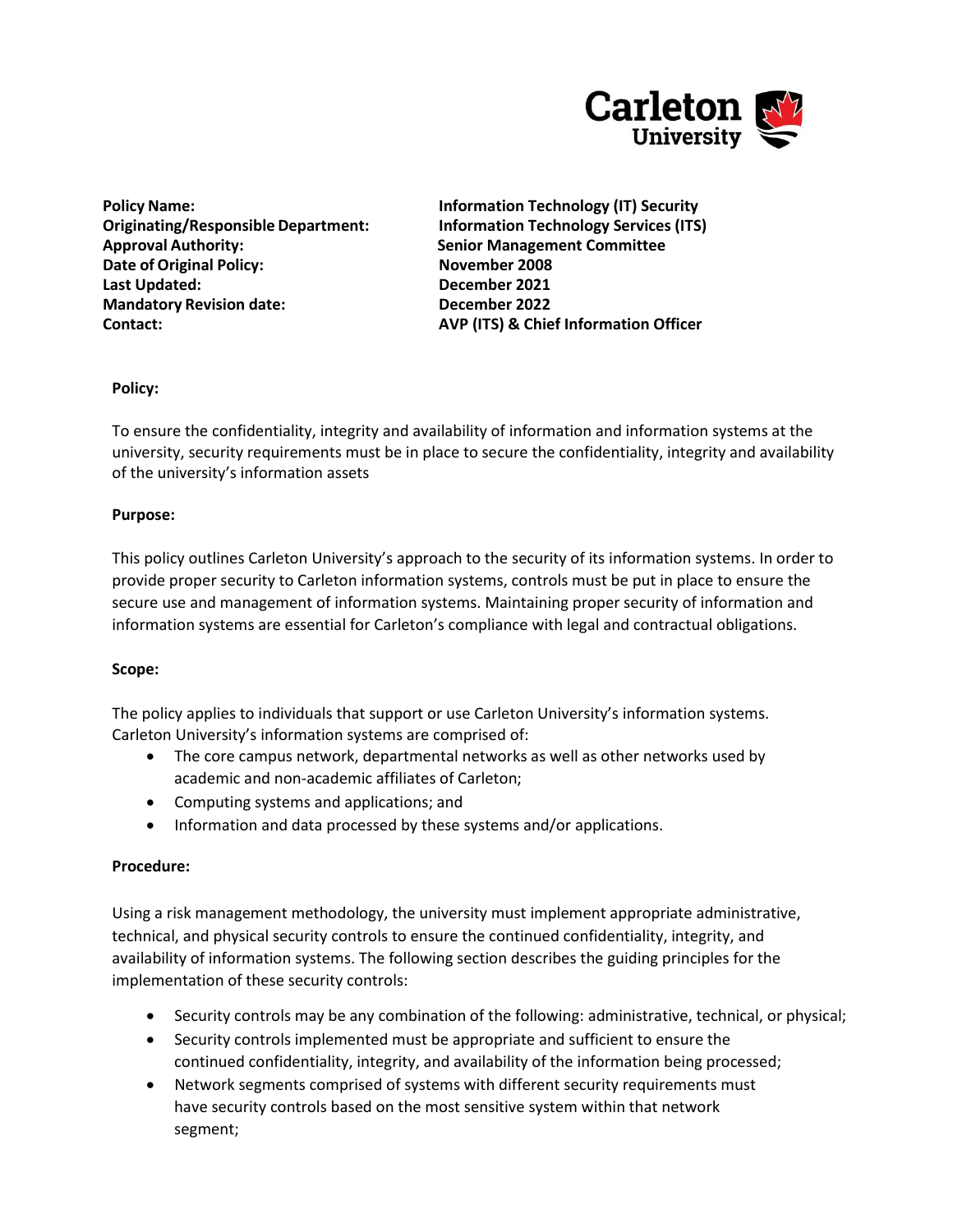**Policy Name:** Information Technology (IT) Security
**Originating/Responsible Department:** Information Technology Services (ITS)
**Approval Authority:** Senior Management Committee
**Date of Original Policy:** November 2008
**Last Updated:** December 2021
**Mandatory Revision date:** December 2022
**Contact:** AVP (ITS) & Chief Information Officer

**Policy:**

To ensure the confidentiality, integrity and availability of information and information systems at the university, security requirements must be in place to secure the confidentiality, integrity and availability of the university's information assets

**Purpose:**

This policy outlines Carleton University's approach to the security of its information systems. In order to provide proper security to Carleton information systems, controls must be put in place to ensure the secure use and management of information systems. Maintaining proper security of information and information systems are essential for Carleton's compliance with legal and contractual obligations.

**Scope:**

The policy applies to individuals that support or use Carleton University's information systems. Carleton University's information systems are comprised of:

- The core campus network, departmental networks as well as other networks used by academic and non-academic affiliates of Carleton;
- Computing systems and applications; and
- Information and data processed by these systems and/or applications.

**Procedure:**

Using a risk management methodology, the university must implement appropriate administrative, technical, and physical security controls to ensure the continued confidentiality, integrity, and availability of information systems. The following section describes the guiding principles for the implementation of these security controls:

- Security controls may be any combination of the following: administrative, technical, or physical;
- Security controls implemented must be appropriate and sufficient to ensure the continued confidentiality, integrity, and availability of the information being processed;
- Network segments comprised of systems with different security requirements must have security controls based on the most sensitive system within that network segment;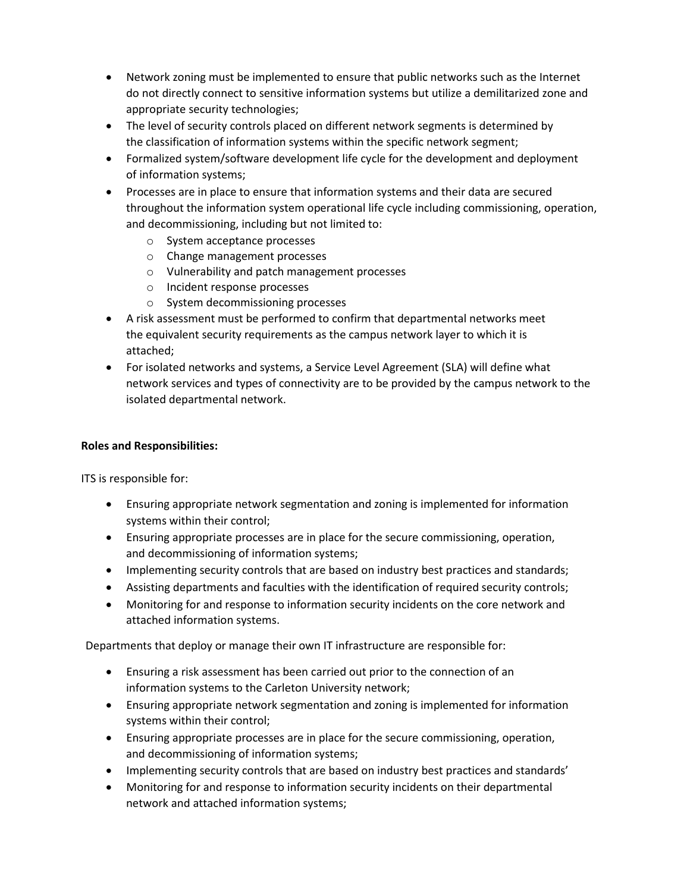- Network zoning must be implemented to ensure that public networks such as the Internet do not directly connect to sensitive information systems but utilize a demilitarized zone and appropriate security technologies;
- The level of security controls placed on different network segments is determined by the classification of information systems within the specific network segment;
- Formalized system/software development life cycle for the development and deployment of information systems;
- Processes are in place to ensure that information systems and their data are secured throughout the information system operational life cycle including commissioning, operation, and decommissioning, including but not limited to:
    - System acceptance processes
    - Change management processes
    - Vulnerability and patch management processes
    - Incident response processes
    - System decommissioning processes
- A risk assessment must be performed to confirm that departmental networks meet the equivalent security requirements as the campus network layer to which it is attached;
- For isolated networks and systems, a Service Level Agreement (SLA) will define what network services and types of connectivity are to be provided by the campus network to the isolated departmental network.

**Roles and Responsibilities:**

ITS is responsible for:

- Ensuring appropriate network segmentation and zoning is implemented for information systems within their control;
- Ensuring appropriate processes are in place for the secure commissioning, operation, and decommissioning of information systems;
- Implementing security controls that are based on industry best practices and standards;
- Assisting departments and faculties with the identification of required security controls;
- Monitoring for and response to information security incidents on the core network and attached information systems.

Departments that deploy or manage their own IT infrastructure are responsible for:

- Ensuring a risk assessment has been carried out prior to the connection of an information systems to the Carleton University network;
- Ensuring appropriate network segmentation and zoning is implemented for information systems within their control;
- Ensuring appropriate processes are in place for the secure commissioning, operation, and decommissioning of information systems;
- Implementing security controls that are based on industry best practices and standards'
- Monitoring for and response to information security incidents on their departmental network and attached information systems;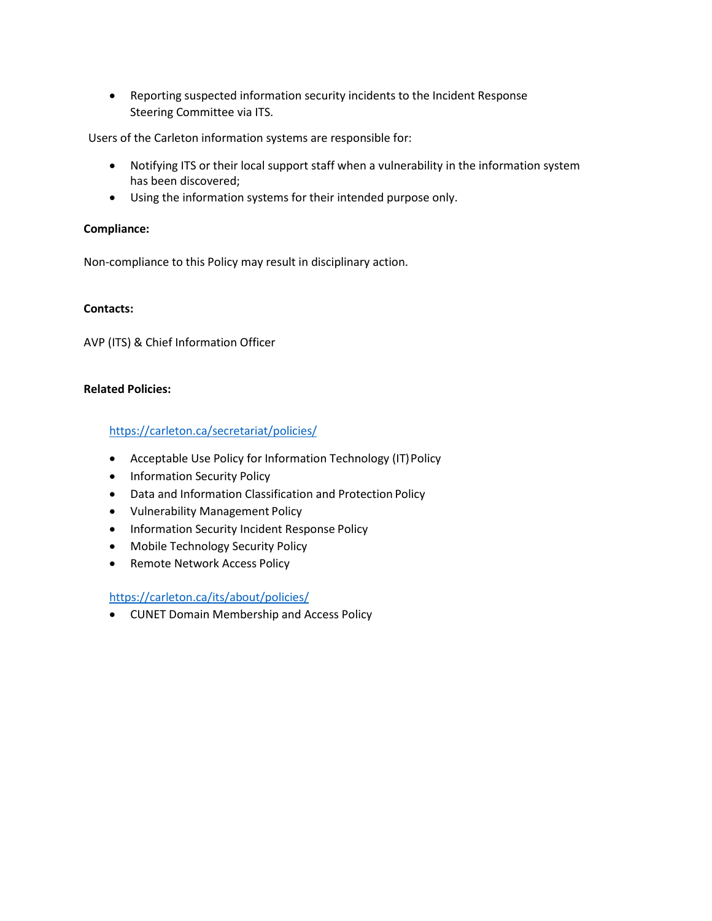- Reporting suspected information security incidents to the Incident Response Steering Committee via ITS.

Users of the Carleton information systems are responsible for:

- Notifying ITS or their local support staff when a vulnerability in the information system has been discovered;
- Using the information systems for their intended purpose only.

**Compliance:**

Non-compliance to this Policy may result in disciplinary action.

**Contacts:**

AVP (ITS) & Chief Information Officer

**Related Policies:**

https://carleton.ca/secretariat/policies/

- Acceptable Use Policy for Information Technology (IT) Policy
- Information Security Policy
- Data and Information Classification and Protection Policy
- Vulnerability Management Policy
- Information Security Incident Response Policy
- Mobile Technology Security Policy
- Remote Network Access Policy

https://carleton.ca/its/about/policies/

- CUNET Domain Membership and Access Policy